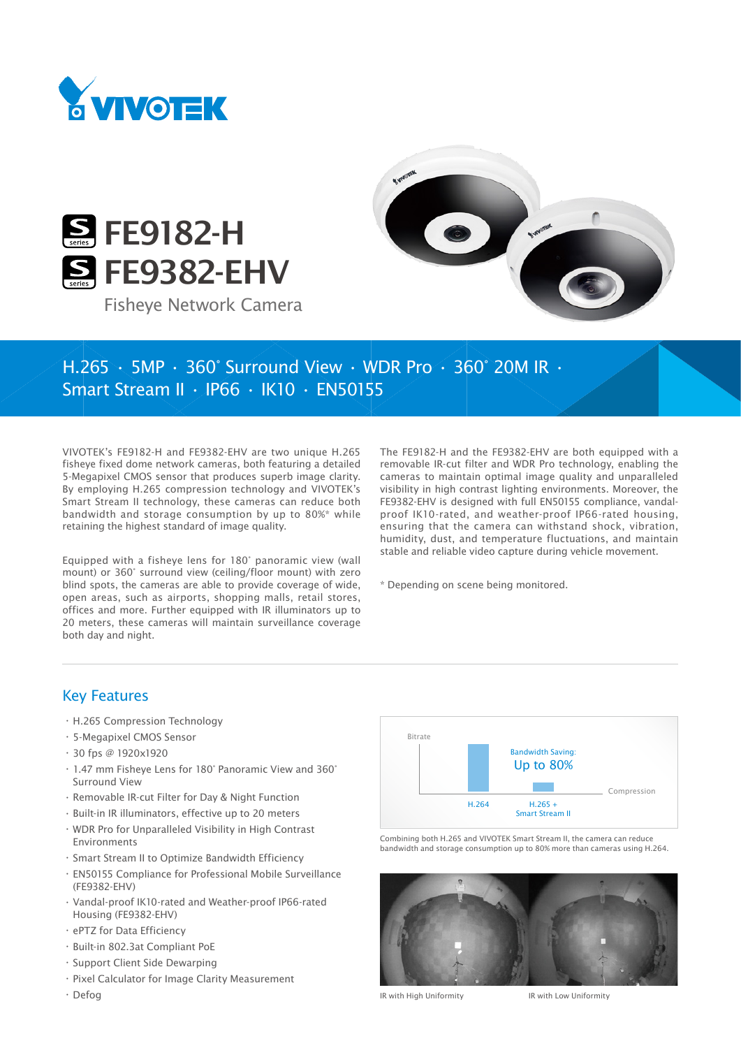# FE9182-H
# FE9382-EHV

Fisheye Network Camera

H.265 · 5MP · 360° Surround View · WDR Pro · 360° 20M IR · Smart Stream II · IP66 · IK10 · EN50155

VIVOTEK's FE9182-H and FE9382-EHV are two unique H.265 fisheye fixed dome network cameras, both featuring a detailed 5-Megapixel CMOS sensor that produces superb image clarity. By employing H.265 compression technology and VIVOTEK's Smart Stream II technology, these cameras can reduce both bandwidth and storage consumption by up to 80%* while retaining the highest standard of image quality.

Equipped with a fisheye lens for 180° panoramic view (wall mount) or 360° surround view (ceiling/floor mount) with zero blind spots, the cameras are able to provide coverage of wide, open areas, such as airports, shopping malls, retail stores, offices and more. Further equipped with IR illuminators up to 20 meters, these cameras will maintain surveillance coverage both day and night.

The FE9182-H and the FE9382-EHV are both equipped with a removable IR-cut filter and WDR Pro technology, enabling the cameras to maintain optimal image quality and unparalleled visibility in high contrast lighting environments. Moreover, the FE9382-EHV is designed with full EN50155 compliance, vandal-proof IK10-rated, and weather-proof IP66-rated housing, ensuring that the camera can withstand shock, vibration, humidity, dust, and temperature fluctuations, and maintain stable and reliable video capture during vehicle movement.

* Depending on scene being monitored.

## Key Features

- H.265 Compression Technology
- 5-Megapixel CMOS Sensor
- 30 fps @ 1920x1920
- 1.47 mm Fisheye Lens for 180° Panoramic View and 360° Surround View
- Removable IR-cut Filter for Day & Night Function
- Built-in IR illuminators, effective up to 20 meters
- WDR Pro for Unparalleled Visibility in High Contrast Environments
- Smart Stream II to Optimize Bandwidth Efficiency
- EN50155 Compliance for Professional Mobile Surveillance (FE9382-EHV)
- Vandal-proof IK10-rated and Weather-proof IP66-rated Housing (FE9382-EHV)
- ePTZ for Data Efficiency
- Built-in 802.3at Compliant PoE
- Support Client Side Dewarping
- Pixel Calculator for Image Clarity Measurement
- Defog

Bitrate

Bandwidth Saving:
Up to 80%

Compression

H.264

H.265 + Smart Stream II

Combining both H.265 and VIVOTEK Smart Stream II, the camera can reduce bandwidth and storage consumption up to 80% more than cameras using H.264.

IR with High Uniformity

IR with Low Uniformity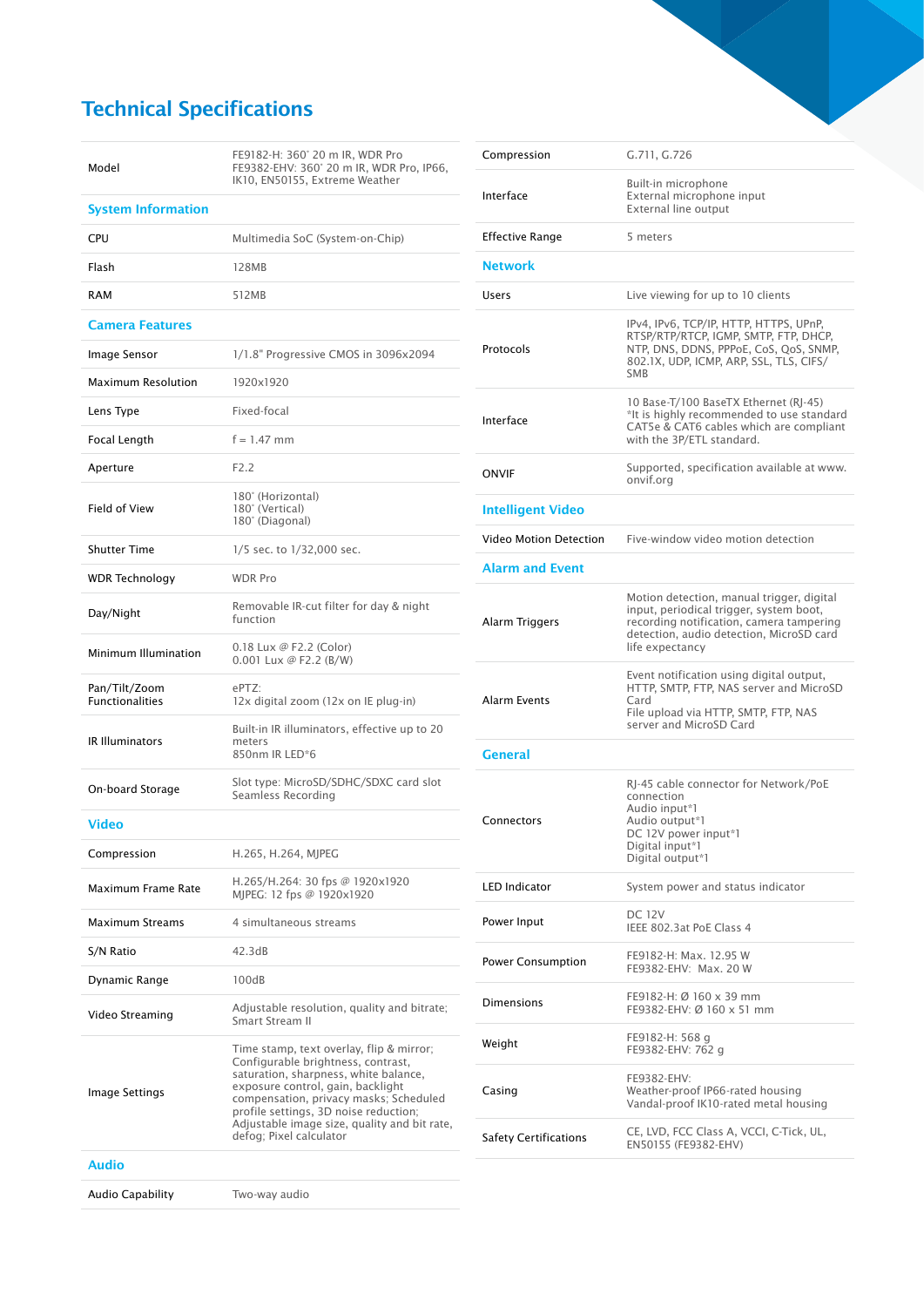# Technical Specifications

| | |
|---|---|
| Model | FE9182-H: 360˚ 20 m IR, WDR Pro<br>FE9382-EHV: 360˚ 20 m IR, WDR Pro, IP66, IK10, EN50155, Extreme Weather |

## System Information

| | |
|---|---|
| CPU | Multimedia SoC (System-on-Chip) |
| Flash | 128MB |
| RAM | 512MB |

## Camera Features

| | |
|---|---|
| Image Sensor | 1/1.8" Progressive CMOS in 3096x2094 |
| Maximum Resolution | 1920x1920 |
| Lens Type | Fixed-focal |
| Focal Length | f = 1.47 mm |
| Aperture | F2.2 |
| Field of View | 180˚ (Horizontal)<br>180˚ (Vertical)<br>180˚ (Diagonal) |
| Shutter Time | 1/5 sec. to 1/32,000 sec. |
| WDR Technology | WDR Pro |
| Day/Night | Removable IR-cut filter for day & night function |
| Minimum Illumination | 0.18 Lux @ F2.2 (Color)<br>0.001 Lux @ F2.2 (B/W) |
| Pan/Tilt/Zoom Functionalities | ePTZ:<br>12x digital zoom (12x on IE plug-in) |
| IR Illuminators | Built-in IR illuminators, effective up to 20 meters<br>850nm IR LED*6 |
| On-board Storage | Slot type: MicroSD/SDHC/SDXC card slot<br>Seamless Recording |

## Video

| | |
|---|---|
| Compression | H.265, H.264, MJPEG |
| Maximum Frame Rate | H.265/H.264: 30 fps @ 1920x1920<br>MJPEG: 12 fps @ 1920x1920 |
| Maximum Streams | 4 simultaneous streams |
| S/N Ratio | 42.3dB |
| Dynamic Range | 100dB |
| Video Streaming | Adjustable resolution, quality and bitrate; Smart Stream II |
| Image Settings | Time stamp, text overlay, flip & mirror; Configurable brightness, contrast, saturation, sharpness, white balance, exposure control, gain, backlight compensation, privacy masks; Scheduled profile settings, 3D noise reduction; Adjustable image size, quality and bit rate, defog; Pixel calculator |

## Audio

| | |
|---|---|
| Audio Capability | Two-way audio |
| Compression | G.711, G.726 |
| Interface | Built-in microphone<br>External microphone input<br>External line output |
| Effective Range | 5 meters |

## Network

| | |
|---|---|
| Users | Live viewing for up to 10 clients |
| Protocols | IPv4, IPv6, TCP/IP, HTTP, HTTPS, UPnP, RTSP/RTP/RTCP, IGMP, SMTP, FTP, DHCP, NTP, DNS, DDNS, PPPoE, CoS, QoS, SNMP, 802.1X, UDP, ICMP, ARP, SSL, TLS, CIFS/SMB |
| Interface | 10 Base-T/100 BaseTX Ethernet (RJ-45)<br>*It is highly recommended to use standard CAT5e & CAT6 cables which are compliant with the 3P/ETL standard. |
| ONVIF | Supported, specification available at www.onvif.org |

## Intelligent Video

| | |
|---|---|
| Video Motion Detection | Five-window video motion detection |

## Alarm and Event

| | |
|---|---|
| Alarm Triggers | Motion detection, manual trigger, digital input, periodical trigger, system boot, recording notification, camera tampering detection, audio detection, MicroSD card life expectancy |
| Alarm Events | Event notification using digital output, HTTP, SMTP, FTP, NAS server and MicroSD Card<br>File upload via HTTP, SMTP, FTP, NAS server and MicroSD Card |

## General

| | |
|---|---|
| Connectors | RJ-45 cable connector for Network/PoE connection<br>Audio input*1<br>Audio output*1<br>DC 12V power input*1<br>Digital input*1<br>Digital output*1 |
| LED Indicator | System power and status indicator |
| Power Input | DC 12V<br>IEEE 802.3at PoE Class 4 |
| Power Consumption | FE9182-H: Max. 12.95 W<br>FE9382-EHV: Max. 20 W |
| Dimensions | FE9182-H: Ø 160 x 39 mm<br>FE9382-EHV: Ø 160 x 51 mm |
| Weight | FE9182-H: 568 g<br>FE9382-EHV: 762 g |
| Casing | FE9382-EHV:<br>Weather-proof IP66-rated housing<br>Vandal-proof IK10-rated metal housing |
| Safety Certifications | CE, LVD, FCC Class A, VCCI, C-Tick, UL, EN50155 (FE9382-EHV) |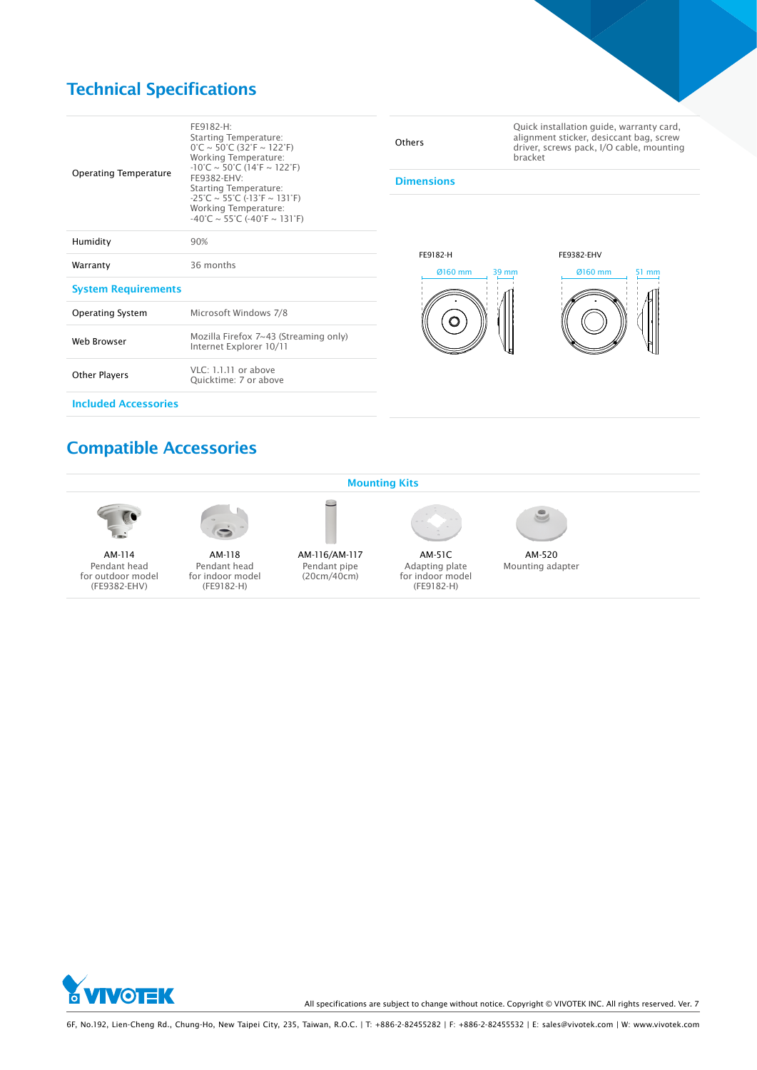## Technical Specifications

| | |
|---|---|
| Operating Temperature | FE9182-H:<br>Starting Temperature:<br>0°C ~ 50°C (32°F ~ 122°F)<br>Working Temperature:<br>-10°C ~ 50°C (14°F ~ 122°F)<br>FE9382-EHV:<br>Starting Temperature:<br>-25°C ~ 55°C (-13°F ~ 131°F)<br>Working Temperature:<br>-40°C ~ 55°C (-40°F ~ 131°F) |
| Humidity | 90% |
| Warranty | 36 months |

### System Requirements

| | |
|---|---|
| Operating System | Microsoft Windows 7/8 |
| Web Browser | Mozilla Firefox 7~43 (Streaming only)<br>Internet Explorer 10/11 |
| Other Players | VLC: 1.1.11 or above<br>Quicktime: 7 or above |

### Included Accessories

| | |
|---|---|
| Others | Quick installation guide, warranty card, alignment sticker, desiccant bag, screw driver, screws pack, I/O cable, mounting bracket |

### Dimensions

FE9182-H

Ø160 mm

39 mm

FE9382-EHV

Ø160 mm

51 mm

## Compatible Accessories

### Mounting Kits

| AM-114 | AM-118 | AM-116/AM-117 | AM-51C | AM-520 |
|---|---|---|---|---|
| Pendant head for outdoor model (FE9382-EHV) | Pendant head for indoor model (FE9182-H) | Pendant pipe (20cm/40cm) | Adapting plate for indoor model (FE9182-H) | Mounting adapter |

All specifications are subject to change without notice. Copyright © VIVOTEK INC. All rights reserved. Ver. 7

6F, No.192, Lien-Cheng Rd., Chung-Ho, New Taipei City, 235, Taiwan, R.O.C. | T: +886-2-82455282 | F: +886-2-82455532 | E: sales@vivotek.com | W: www.vivotek.com